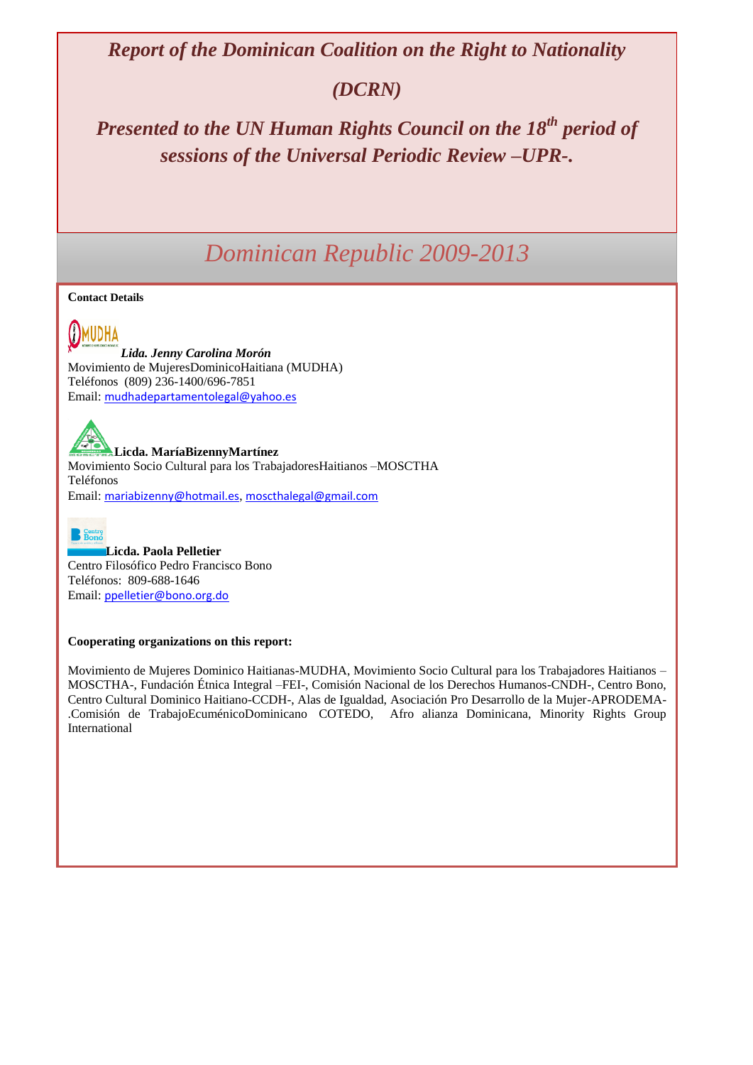# *Report of the Dominican Coalition on the Right to Nationality*

# *(DCRN)*

## *Presented to the UN Human Rights Council on the 18th period of sessions of the Universal Periodic Review –UPR-.*

## *Dominican Republic 2009-2013*

**Contact Details**

***Lida. Jenny Carolina Morón***
Movimiento de MujeresDominicoHaitiana (MUDHA)
Teléfonos (809) 236-1400/696-7851
Email: mudhadepartamentolegal@yahoo.es

**Licda. MaríaBizennyMartínez**
Movimiento Socio Cultural para los TrabajadoresHaitianos –MOSCTHA
Teléfonos
Email: mariabizenny@hotmail.es, moscthalegal@gmail.com

**Licda. Paola Pelletier**
Centro Filosófico Pedro Francisco Bono
Teléfonos: 809-688-1646
Email: ppelletier@bono.org.do

**Cooperating organizations on this report:**

Movimiento de Mujeres Dominico Haitianas-MUDHA, Movimiento Socio Cultural para los Trabajadores Haitianos –MOSCTHA-, Fundación Étnica Integral –FEI-, Comisión Nacional de los Derechos Humanos-CNDH-, Centro Bono, Centro Cultural Dominico Haitiano-CCDH-, Alas de Igualdad, Asociación Pro Desarrollo de la Mujer-APRODEMA-.Comisión de TrabajoEcuménicoDominicano COTEDO, Afro alianza Dominicana, Minority Rights Group International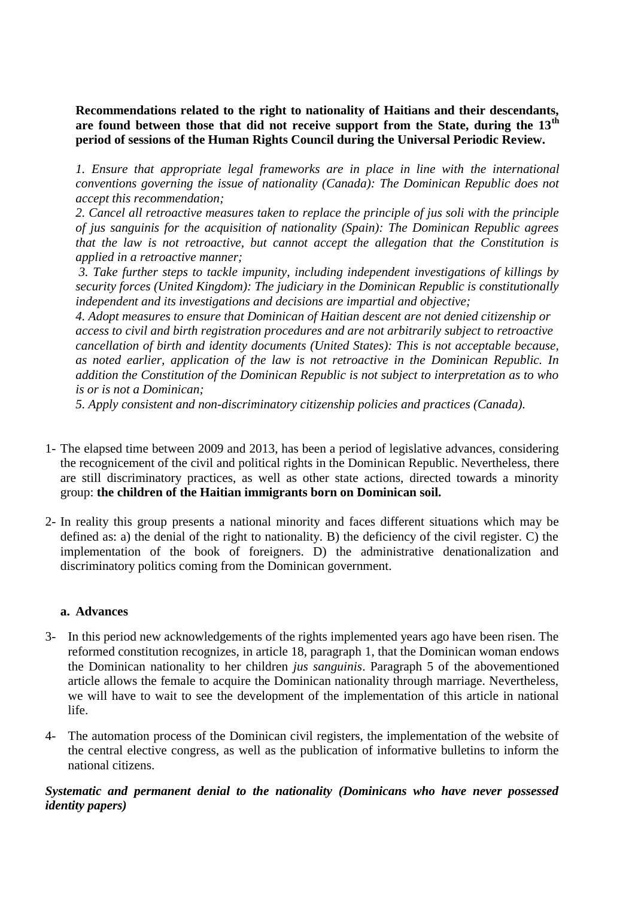**Recommendations related to the right to nationality of Haitians and their descendants, are found between those that did not receive support from the State, during the 13th period of sessions of the Human Rights Council during the Universal Periodic Review.**

*1. Ensure that appropriate legal frameworks are in place in line with the international conventions governing the issue of nationality (Canada): The Dominican Republic does not accept this recommendation;*

*2. Cancel all retroactive measures taken to replace the principle of jus soli with the principle of jus sanguinis for the acquisition of nationality (Spain): The Dominican Republic agrees that the law is not retroactive, but cannot accept the allegation that the Constitution is applied in a retroactive manner;*

*3. Take further steps to tackle impunity, including independent investigations of killings by security forces (United Kingdom): The judiciary in the Dominican Republic is constitutionally independent and its investigations and decisions are impartial and objective;*

*4. Adopt measures to ensure that Dominican of Haitian descent are not denied citizenship or access to civil and birth registration procedures and are not arbitrarily subject to retroactive cancellation of birth and identity documents (United States): This is not acceptable because, as noted earlier, application of the law is not retroactive in the Dominican Republic. In addition the Constitution of the Dominican Republic is not subject to interpretation as to who is or is not a Dominican;*

*5. Apply consistent and non-discriminatory citizenship policies and practices (Canada).*

1- The elapsed time between 2009 and 2013, has been a period of legislative advances, considering the recognicement of the civil and political rights in the Dominican Republic. Nevertheless, there are still discriminatory practices, as well as other state actions, directed towards a minority group: **the children of the Haitian immigrants born on Dominican soil.**

2- In reality this group presents a national minority and faces different situations which may be defined as: a) the denial of the right to nationality. B) the deficiency of the civil register. C) the implementation of the book of foreigners. D) the administrative denationalization and discriminatory politics coming from the Dominican government.

**a. Advances**

3- In this period new acknowledgements of the rights implemented years ago have been risen. The reformed constitution recognizes, in article 18, paragraph 1, that the Dominican woman endows the Dominican nationality to her children *jus sanguinis*. Paragraph 5 of the abovementioned article allows the female to acquire the Dominican nationality through marriage. Nevertheless, we will have to wait to see the development of the implementation of this article in national life.

4- The automation process of the Dominican civil registers, the implementation of the website of the central elective congress, as well as the publication of informative bulletins to inform the national citizens.

***Systematic and permanent denial to the nationality (Dominicans who have never possessed identity papers)***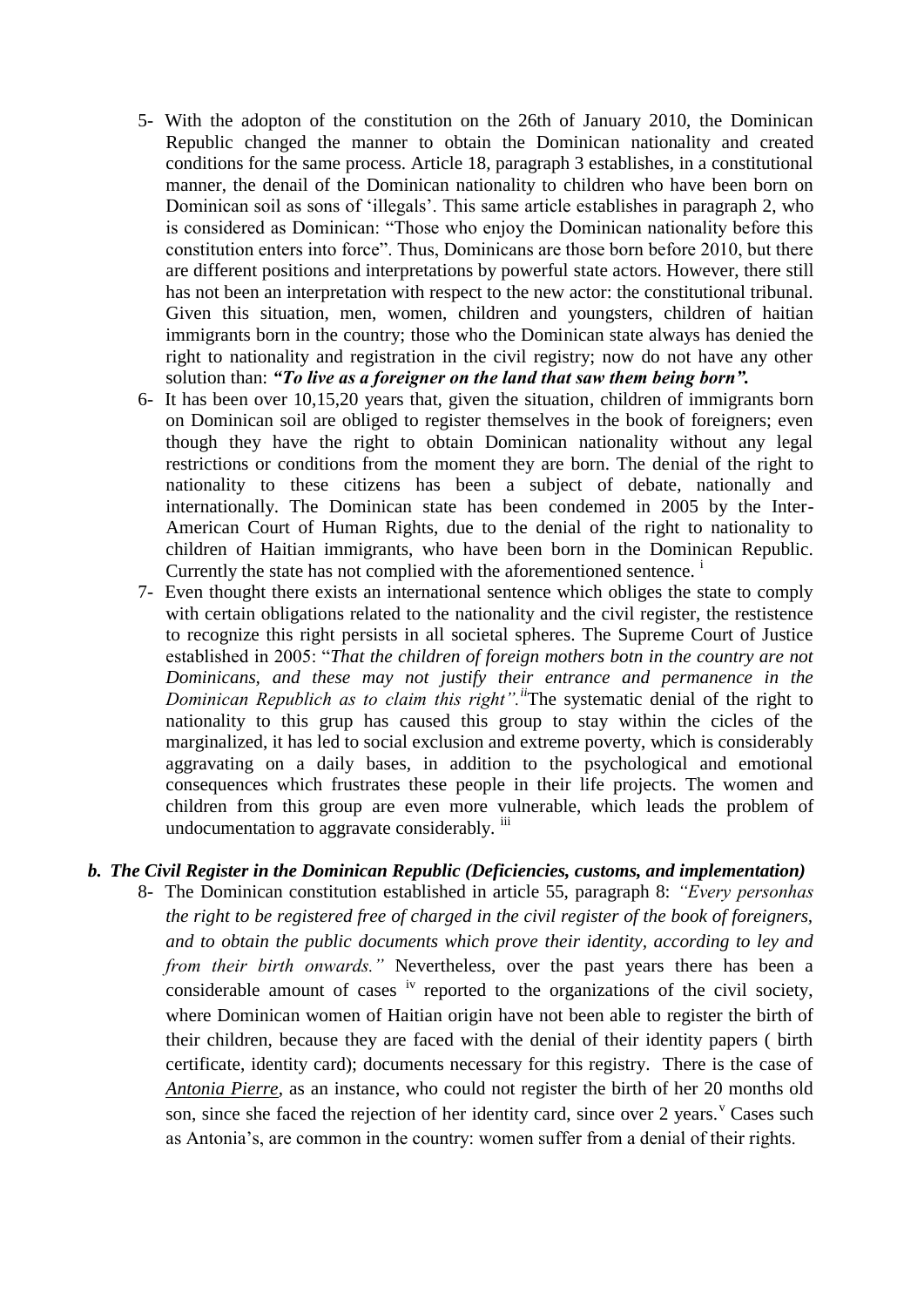5- With the adopton of the constitution on the 26th of January 2010, the Dominican Republic changed the manner to obtain the Dominican nationality and created conditions for the same process. Article 18, paragraph 3 establishes, in a constitutional manner, the denail of the Dominican nationality to children who have been born on Dominican soil as sons of 'illegals'. This same article establishes in paragraph 2, who is considered as Dominican: "Those who enjoy the Dominican nationality before this constitution enters into force". Thus, Dominicans are those born before 2010, but there are different positions and interpretations by powerful state actors. However, there still has not been an interpretation with respect to the new actor: the constitutional tribunal. Given this situation, men, women, children and youngsters, children of haitian immigrants born in the country; those who the Dominican state always has denied the right to nationality and registration in the civil registry; now do not have any other solution than: ***"To live as a foreigner on the land that saw them being born".***

6- It has been over 10,15,20 years that, given the situation, children of immigrants born on Dominican soil are obliged to register themselves in the book of foreigners; even though they have the right to obtain Dominican nationality without any legal restrictions or conditions from the moment they are born. The denial of the right to nationality to these citizens has been a subject of debate, nationally and internationally. The Dominican state has been condemed in 2005 by the Inter-American Court of Human Rights, due to the denial of the right to nationality to children of Haitian immigrants, who have been born in the Dominican Republic. Currently the state has not complied with the aforementioned sentence. [i]

7- Even thought there exists an international sentence which obliges the state to comply with certain obligations related to the nationality and the civil register, the restistence to recognize this right persists in all societal spheres. The Supreme Court of Justice established in 2005: "*That the children of foreign mothers botn in the country are not Dominicans, and these may not justify their entrance and permanence in the Dominican Republich as to claim this right".*[ii]The systematic denial of the right to nationality to this grup has caused this group to stay within the cicles of the marginalized, it has led to social exclusion and extreme poverty, which is considerably aggravating on a daily bases, in addition to the psychological and emotional consequences which frustrates these people in their life projects. The women and children from this group are even more vulnerable, which leads the problem of undocumentation to aggravate considerably. [iii]

### *b. The Civil Register in the Dominican Republic (Deficiencies, customs, and implementation)*

8- The Dominican constitution established in article 55, paragraph 8: *"Every personhas the right to be registered free of charged in the civil register of the book of foreigners, and to obtain the public documents which prove their identity, according to ley and from their birth onwards."* Nevertheless, over the past years there has been a considerable amount of cases [iv] reported to the organizations of the civil society, where Dominican women of Haitian origin have not been able to register the birth of their children, because they are faced with the denial of their identity papers ( birth certificate, identity card); documents necessary for this registry. There is the case of *Antonia Pierre*, as an instance, who could not register the birth of her 20 months old son, since she faced the rejection of her identity card, since over 2 years.[v] Cases such as Antonia's, are common in the country: women suffer from a denial of their rights.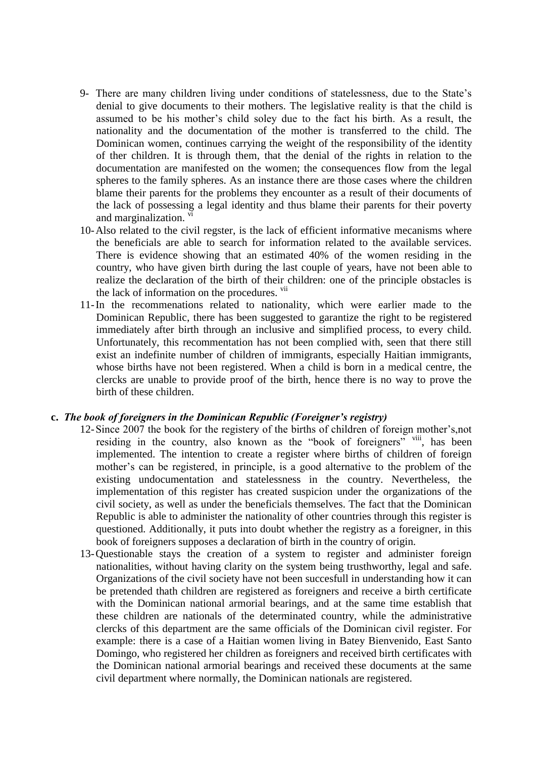9- There are many children living under conditions of statelessness, due to the State's denial to give documents to their mothers. The legislative reality is that the child is assumed to be his mother's child soley due to the fact his birth. As a result, the nationality and the documentation of the mother is transferred to the child. The Dominican women, continues carrying the weight of the responsibility of the identity of ther children. It is through them, that the denial of the rights in relation to the documentation are manifested on the women; the consequences flow from the legal spheres to the family spheres. As an instance there are those cases where the children blame their parents for the problems they encounter as a result of their documents of the lack of possessing a legal identity and thus blame their parents for their poverty and marginalization. [vi]

10- Also related to the civil regster, is the lack of efficient informative mecanisms where the beneficials are able to search for information related to the available services. There is evidence showing that an estimated 40% of the women residing in the country, who have given birth during the last couple of years, have not been able to realize the declaration of the birth of their children: one of the principle obstacles is the lack of information on the procedures. [vii]

11- In the recommenations related to nationality, which were earlier made to the Dominican Republic, there has been suggested to garantize the right to be registered immediately after birth through an inclusive and simplified process, to every child. Unfortunately, this recommentation has not been complied with, seen that there still exist an indefinite number of children of immigrants, especially Haitian immigrants, whose births have not been registered. When a child is born in a medical centre, the clercks are unable to provide proof of the birth, hence there is no way to prove the birth of these children.

**c.** ***The book of foreigners in the Dominican Republic (Foreigner's registry)***

12- Since 2007 the book for the registery of the births of children of foreign mother's,not residing in the country, also known as the "book of foreigners" [viii], has been implemented. The intention to create a register where births of children of foreign mother's can be registered, in principle, is a good alternative to the problem of the existing undocumentation and statelessness in the country. Nevertheless, the implementation of this register has created suspicion under the organizations of the civil society, as well as under the beneficials themselves. The fact that the Dominican Republic is able to administer the nationality of other countries through this register is questioned. Additionally, it puts into doubt whether the registry as a foreigner, in this book of foreigners supposes a declaration of birth in the country of origin.

13- Questionable stays the creation of a system to register and administer foreign nationalities, without having clarity on the system being trusthworthy, legal and safe. Organizations of the civil society have not been succesfull in understanding how it can be pretended thath children are registered as foreigners and receive a birth certificate with the Dominican national armorial bearings, and at the same time establish that these children are nationals of the determinated country, while the administrative clercks of this department are the same officials of the Dominican civil register. For example: there is a case of a Haitian women living in Batey Bienvenido, East Santo Domingo, who registered her children as foreigners and received birth certificates with the Dominican national armorial bearings and received these documents at the same civil department where normally, the Dominican nationals are registered.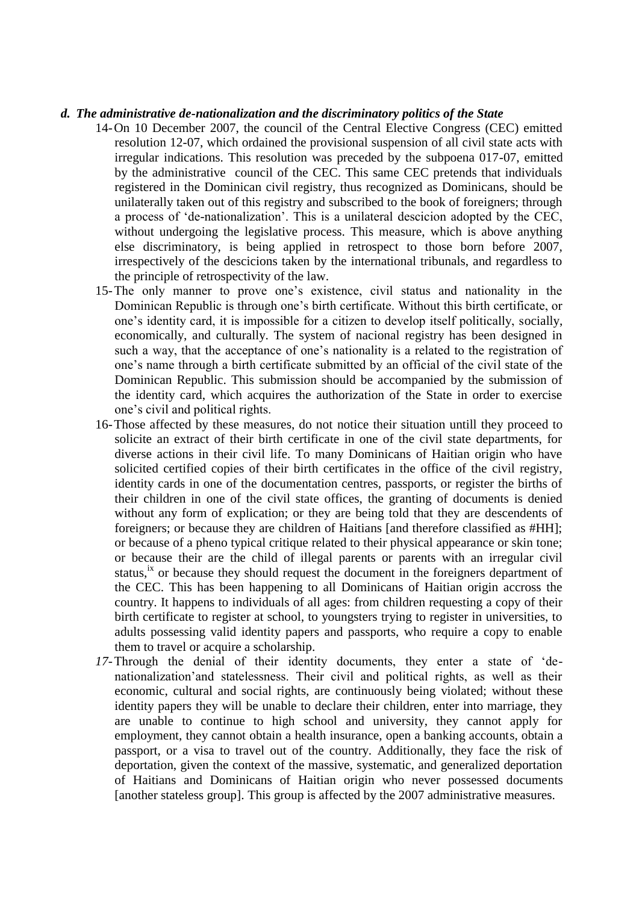### *d. The administrative de-nationalization and the discriminatory politics of the State*

14- On 10 December 2007, the council of the Central Elective Congress (CEC) emitted resolution 12-07, which ordained the provisional suspension of all civil state acts with irregular indications. This resolution was preceded by the subpoena 017-07, emitted by the administrative council of the CEC. This same CEC pretends that individuals registered in the Dominican civil registry, thus recognized as Dominicans, should be unilaterally taken out of this registry and subscribed to the book of foreigners; through a process of 'de-nationalization'. This is a unilateral descicion adopted by the CEC, without undergoing the legislative process. This measure, which is above anything else discriminatory, is being applied in retrospect to those born before 2007, irrespectively of the descicions taken by the international tribunals, and regardless to the principle of retrospectivity of the law.

15- The only manner to prove one's existence, civil status and nationality in the Dominican Republic is through one's birth certificate. Without this birth certificate, or one's identity card, it is impossible for a citizen to develop itself politically, socially, economically, and culturally. The system of nacional registry has been designed in such a way, that the acceptance of one's nationality is a related to the registration of one's name through a birth certificate submitted by an official of the civil state of the Dominican Republic. This submission should be accompanied by the submission of the identity card, which acquires the authorization of the State in order to exercise one's civil and political rights.

16- Those affected by these measures, do not notice their situation untill they proceed to solicite an extract of their birth certificate in one of the civil state departments, for diverse actions in their civil life. To many Dominicans of Haitian origin who have solicited certified copies of their birth certificates in the office of the civil registry, identity cards in one of the documentation centres, passports, or register the births of their children in one of the civil state offices, the granting of documents is denied without any form of explication; or they are being told that they are descendents of foreigners; or because they are children of Haitians [and therefore classified as #HH]; or because of a pheno typical critique related to their physical appearance or skin tone; or because their are the child of illegal parents or parents with an irregular civil status,[ix] or because they should request the document in the foreigners department of the CEC. This has been happening to all Dominicans of Haitian origin accross the country. It happens to individuals of all ages: from children requesting a copy of their birth certificate to register at school, to youngsters trying to register in universities, to adults possessing valid identity papers and passports, who require a copy to enable them to travel or acquire a scholarship.

*17-* Through the denial of their identity documents, they enter a state of 'de-nationalization'and statelessness. Their civil and political rights, as well as their economic, cultural and social rights, are continuously being violated; without these identity papers they will be unable to declare their children, enter into marriage, they are unable to continue to high school and university, they cannot apply for employment, they cannot obtain a health insurance, open a banking accounts, obtain a passport, or a visa to travel out of the country. Additionally, they face the risk of deportation, given the context of the massive, systematic, and generalized deportation of Haitians and Dominicans of Haitian origin who never possessed documents [another stateless group]. This group is affected by the 2007 administrative measures.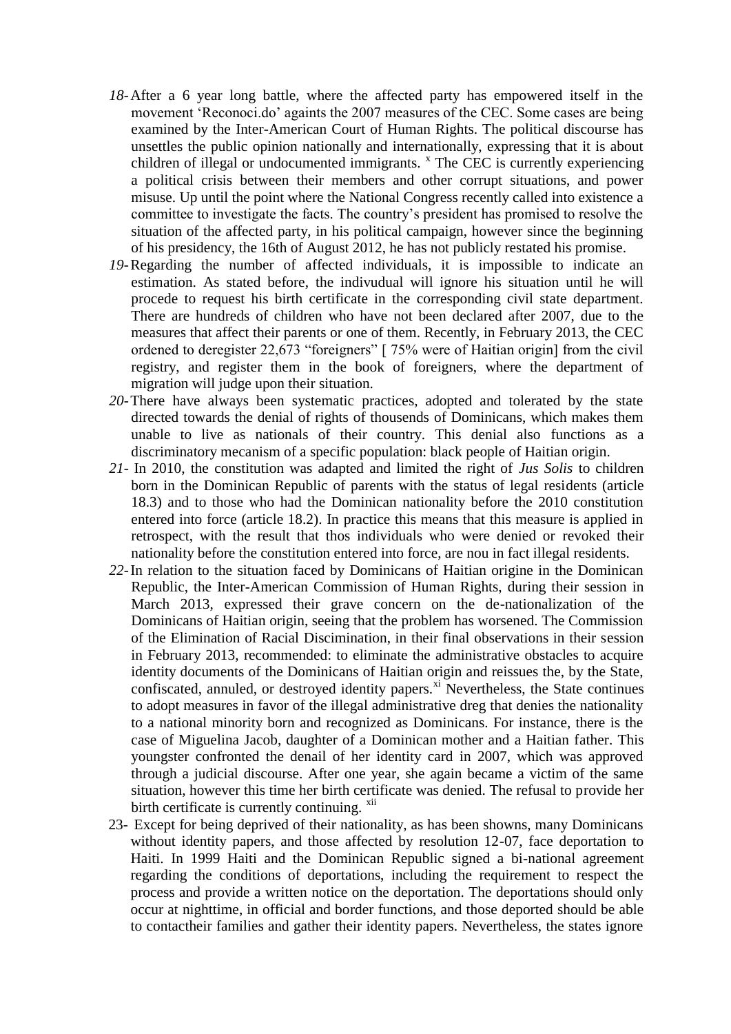*18-* After a 6 year long battle, where the affected party has empowered itself in the movement 'Reconoci.do' againts the 2007 measures of the CEC. Some cases are being examined by the Inter-American Court of Human Rights. The political discourse has unsettles the public opinion nationally and internationally, expressing that it is about children of illegal or undocumented immigrants. [x] The CEC is currently experiencing a political crisis between their members and other corrupt situations, and power misuse. Up until the point where the National Congress recently called into existence a committee to investigate the facts. The country's president has promised to resolve the situation of the affected party, in his political campaign, however since the beginning of his presidency, the 16th of August 2012, he has not publicly restated his promise.

*19-* Regarding the number of affected individuals, it is impossible to indicate an estimation. As stated before, the indivudual will ignore his situation until he will procede to request his birth certificate in the corresponding civil state department. There are hundreds of children who have not been declared after 2007, due to the measures that affect their parents or one of them. Recently, in February 2013, the CEC ordened to deregister 22,673 "foreigners" [ 75% were of Haitian origin] from the civil registry, and register them in the book of foreigners, where the department of migration will judge upon their situation.

*20-* There have always been systematic practices, adopted and tolerated by the state directed towards the denial of rights of thousends of Dominicans, which makes them unable to live as nationals of their country. This denial also functions as a discriminatory mecanism of a specific population: black people of Haitian origin.

*21-* In 2010, the constitution was adapted and limited the right of *Jus Solis* to children born in the Dominican Republic of parents with the status of legal residents (article 18.3) and to those who had the Dominican nationality before the 2010 constitution entered into force (article 18.2). In practice this means that this measure is applied in retrospect, with the result that thos individuals who were denied or revoked their nationality before the constitution entered into force, are nou in fact illegal residents.

*22-* In relation to the situation faced by Dominicans of Haitian origine in the Dominican Republic, the Inter-American Commission of Human Rights, during their session in March 2013, expressed their grave concern on the de-nationalization of the Dominicans of Haitian origin, seeing that the problem has worsened. The Commission of the Elimination of Racial Discimination, in their final observations in their session in February 2013, recommended: to eliminate the administrative obstacles to acquire identity documents of the Dominicans of Haitian origin and reissues the, by the State, confiscated, annuled, or destroyed identity papers.[xi] Nevertheless, the State continues to adopt measures in favor of the illegal administrative dreg that denies the nationality to a national minority born and recognized as Dominicans. For instance, there is the case of Miguelina Jacob, daughter of a Dominican mother and a Haitian father. This youngster confronted the denail of her identity card in 2007, which was approved through a judicial discourse. After one year, she again became a victim of the same situation, however this time her birth certificate was denied. The refusal to provide her birth certificate is currently continuing. [xii]

23- Except for being deprived of their nationality, as has been showns, many Dominicans without identity papers, and those affected by resolution 12-07, face deportation to Haiti. In 1999 Haiti and the Dominican Republic signed a bi-national agreement regarding the conditions of deportations, including the requirement to respect the process and provide a written notice on the deportation. The deportations should only occur at nighttime, in official and border functions, and those deported should be able to contacttheir families and gather their identity papers. Nevertheless, the states ignore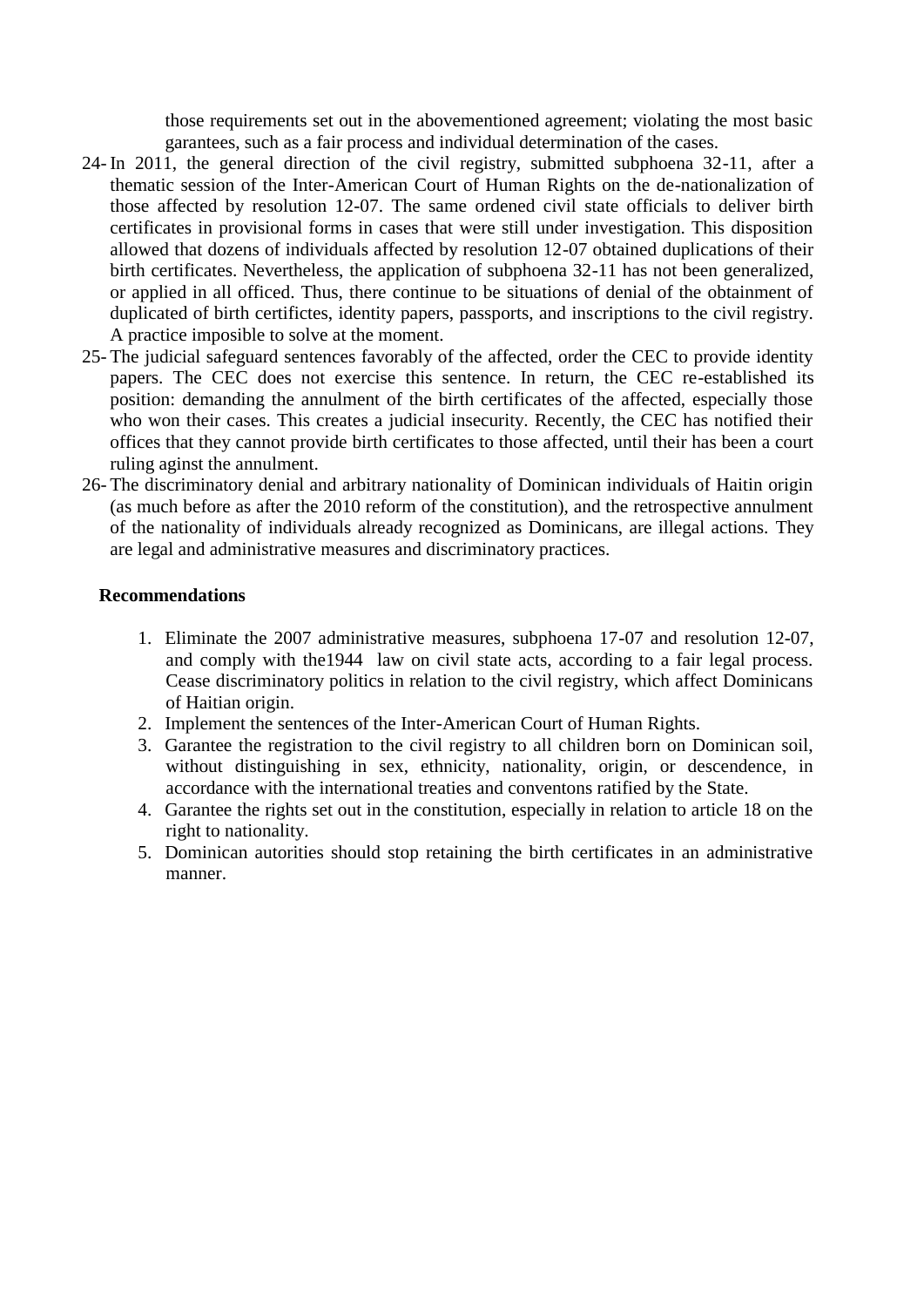those requirements set out in the abovementioned agreement; violating the most basic garantees, such as a fair process and individual determination of the cases.

24- In 2011, the general direction of the civil registry, submitted subphoena 32-11, after a thematic session of the Inter-American Court of Human Rights on the de-nationalization of those affected by resolution 12-07. The same ordened civil state officials to deliver birth certificates in provisional forms in cases that were still under investigation. This disposition allowed that dozens of individuals affected by resolution 12-07 obtained duplications of their birth certificates. Nevertheless, the application of subphoena 32-11 has not been generalized, or applied in all officed. Thus, there continue to be situations of denial of the obtainment of duplicated of birth certifictes, identity papers, passports, and inscriptions to the civil registry. A practice imposible to solve at the moment.

25- The judicial safeguard sentences favorably of the affected, order the CEC to provide identity papers. The CEC does not exercise this sentence. In return, the CEC re-established its position: demanding the annulment of the birth certificates of the affected, especially those who won their cases. This creates a judicial insecurity. Recently, the CEC has notified their offices that they cannot provide birth certificates to those affected, until their has been a court ruling aginst the annulment.

26- The discriminatory denial and arbitrary nationality of Dominican individuals of Haitin origin (as much before as after the 2010 reform of the constitution), and the retrospective annulment of the nationality of individuals already recognized as Dominicans, are illegal actions. They are legal and administrative measures and discriminatory practices.

**Recommendations**

1. Eliminate the 2007 administrative measures, subphoena 17-07 and resolution 12-07, and comply with the1944 law on civil state acts, according to a fair legal process. Cease discriminatory politics in relation to the civil registry, which affect Dominicans of Haitian origin.
2. Implement the sentences of the Inter-American Court of Human Rights.
3. Garantee the registration to the civil registry to all children born on Dominican soil, without distinguishing in sex, ethnicity, nationality, origin, or descendence, in accordance with the international treaties and conventons ratified by the State.
4. Garantee the rights set out in the constitution, especially in relation to article 18 on the right to nationality.
5. Dominican autorities should stop retaining the birth certificates in an administrative manner.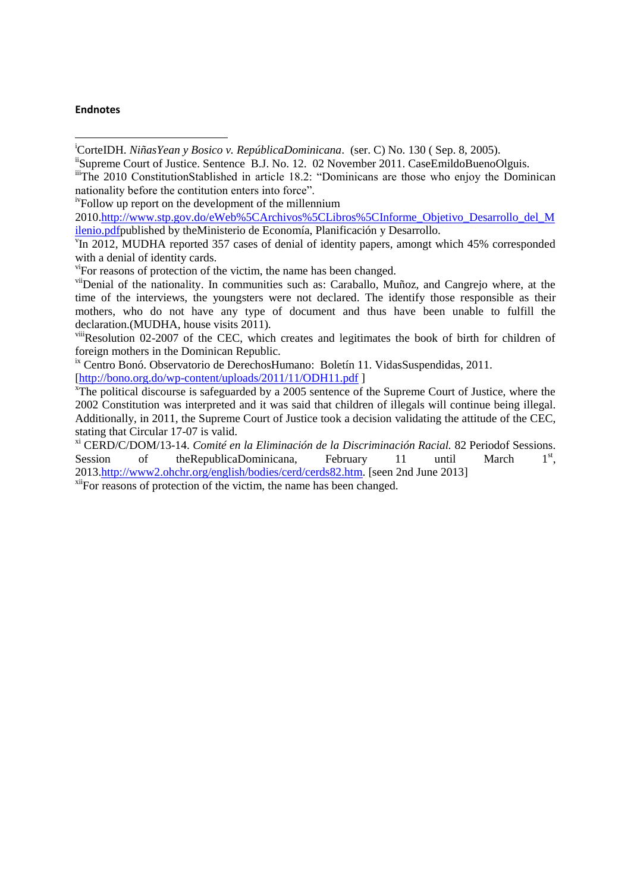**Endnotes**

[i] CorteIDH. *NiñasYean y Bosico v. RepúblicaDominicana*. (ser. C) No. 130 ( Sep. 8, 2005).

[ii] Supreme Court of Justice. Sentence B.J. No. 12. 02 November 2011. CaseEmildoBuenoOlguis.

[iii] The 2010 ConstitutionStablished in article 18.2: "Dominicans are those who enjoy the Dominican nationality before the contitution enters into force".

[iv] Follow up report on the development of the millennium 2010.http://www.stp.gov.do/eWeb%5CArchivos%5CLibros%5CInforme_Objetivo_Desarrollo_del_Milenio.pdfpublished by theMinisterio de Economía, Planificación y Desarrollo.

[v] In 2012, MUDHA reported 357 cases of denial of identity papers, amongt which 45% corresponded with a denial of identity cards.

[vi] For reasons of protection of the victim, the name has been changed.

[vii] Denial of the nationality. In communities such as: Caraballo, Muñoz, and Cangrejo where, at the time of the interviews, the youngsters were not declared. The identify those responsible as their mothers, who do not have any type of document and thus have been unable to fulfill the declaration.(MUDHA, house visits 2011).

[viii] Resolution 02-2007 of the CEC, which creates and legitimates the book of birth for children of foreign mothers in the Dominican Republic.

[ix] Centro Bonó. Observatorio de DerechosHumano: Boletín 11. VidasSuspendidas, 2011. [http://bono.org.do/wp-content/uploads/2011/11/ODH11.pdf ]

[x] The political discourse is safeguarded by a 2005 sentence of the Supreme Court of Justice, where the 2002 Constitution was interpreted and it was said that children of illegals will continue being illegal. Additionally, in 2011, the Supreme Court of Justice took a decision validating the attitude of the CEC, stating that Circular 17-07 is valid.

[xi] CERD/C/DOM/13-14. *Comité en la Eliminación de la Discriminación Racial.* 82 Periodof Sessions. Session of theRepublicaDominicana, February 11 until March 1st, 2013.http://www2.ohchr.org/english/bodies/cerd/cerds82.htm. [seen 2nd June 2013]

[xii] For reasons of protection of the victim, the name has been changed.